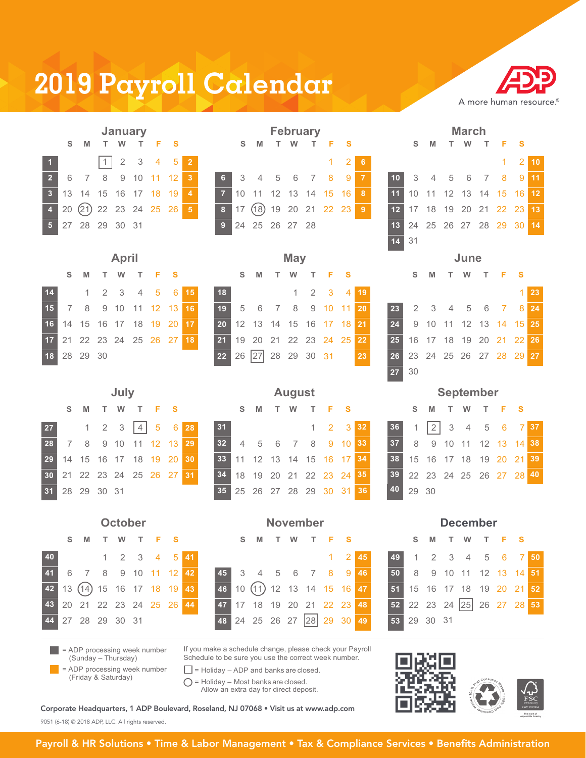# 2019 Payroll Calendar

ADP — A more human resource.®

## January

| Wk | S | M | T | W | T | F | S | Wk |
|---|---|---|---|---|---|---|---|---|
| 1 | | | [1] | 2 | 3 | 4 | 5 | 2 |
| 2 | 6 | 7 | 8 | 9 | 10 | 11 | 12 | 3 |
| 3 | 13 | 14 | 15 | 16 | 17 | 18 | 19 | 4 |
| 4 | 20 | (21) | 22 | 23 | 24 | 25 | 26 | 5 |
| 5 | 27 | 28 | 29 | 30 | 31 | | | |

## February

| Wk | S | M | T | W | T | F | S | Wk |
|---|---|---|---|---|---|---|---|---|
| | | | | | | 1 | 2 | 6 |
| 6 | 3 | 4 | 5 | 6 | 7 | 8 | 9 | 7 |
| 7 | 10 | 11 | 12 | 13 | 14 | 15 | 16 | 8 |
| 8 | 17 | (18) | 19 | 20 | 21 | 22 | 23 | 9 |
| 9 | 24 | 25 | 26 | 27 | 28 | | | |

## March

| Wk | S | M | T | W | T | F | S | Wk |
|---|---|---|---|---|---|---|---|---|
| | | | | | | 1 | 2 | 10 |
| 10 | 3 | 4 | 5 | 6 | 7 | 8 | 9 | 11 |
| 11 | 10 | 11 | 12 | 13 | 14 | 15 | 16 | 12 |
| 12 | 17 | 18 | 19 | 20 | 21 | 22 | 23 | 13 |
| 13 | 24 | 25 | 26 | 27 | 28 | 29 | 30 | 14 |
| 14 | 31 | | | | | | | |

## April

| Wk | S | M | T | W | T | F | S | Wk |
|---|---|---|---|---|---|---|---|---|
| 14 | | 1 | 2 | 3 | 4 | 5 | 6 | 15 |
| 15 | 7 | 8 | 9 | 10 | 11 | 12 | 13 | 16 |
| 16 | 14 | 15 | 16 | 17 | 18 | 19 | 20 | 17 |
| 17 | 21 | 22 | 23 | 24 | 25 | 26 | 27 | 18 |
| 18 | 28 | 29 | 30 | | | | | |

## May

| Wk | S | M | T | W | T | F | S | Wk |
|---|---|---|---|---|---|---|---|---|
| 18 | | | | 1 | 2 | 3 | 4 | 19 |
| 19 | 5 | 6 | 7 | 8 | 9 | 10 | 11 | 20 |
| 20 | 12 | 13 | 14 | 15 | 16 | 17 | 18 | 21 |
| 21 | 19 | 20 | 21 | 22 | 23 | 24 | 25 | 22 |
| 22 | 26 | [27] | 28 | 29 | 30 | 31 | | 23 |

## June

| Wk | S | M | T | W | T | F | S | Wk |
|---|---|---|---|---|---|---|---|---|
| | | | | | | | 1 | 23 |
| 23 | 2 | 3 | 4 | 5 | 6 | 7 | 8 | 24 |
| 24 | 9 | 10 | 11 | 12 | 13 | 14 | 15 | 25 |
| 25 | 16 | 17 | 18 | 19 | 20 | 21 | 22 | 26 |
| 26 | 23 | 24 | 25 | 26 | 27 | 28 | 29 | 27 |
| 27 | 30 | | | | | | | |

## July

| Wk | S | M | T | W | T | F | S | Wk |
|---|---|---|---|---|---|---|---|---|
| 27 | | 1 | 2 | 3 | [4] | 5 | 6 | 28 |
| 28 | 7 | 8 | 9 | 10 | 11 | 12 | 13 | 29 |
| 29 | 14 | 15 | 16 | 17 | 18 | 19 | 20 | 30 |
| 30 | 21 | 22 | 23 | 24 | 25 | 26 | 27 | 31 |
| 31 | 28 | 29 | 30 | 31 | | | | |

## August

| Wk | S | M | T | W | T | F | S | Wk |
|---|---|---|---|---|---|---|---|---|
| 31 | | | | | 1 | 2 | 3 | 32 |
| 32 | 4 | 5 | 6 | 7 | 8 | 9 | 10 | 33 |
| 33 | 11 | 12 | 13 | 14 | 15 | 16 | 17 | 34 |
| 34 | 18 | 19 | 20 | 21 | 22 | 23 | 24 | 35 |
| 35 | 25 | 26 | 27 | 28 | 29 | 30 | 31 | 36 |

## September

| Wk | S | M | T | W | T | F | S | Wk |
|---|---|---|---|---|---|---|---|---|
| 36 | 1 | [2] | 3 | 4 | 5 | 6 | 7 | 37 |
| 37 | 8 | 9 | 10 | 11 | 12 | 13 | 14 | 38 |
| 38 | 15 | 16 | 17 | 18 | 19 | 20 | 21 | 39 |
| 39 | 22 | 23 | 24 | 25 | 26 | 27 | 28 | 40 |
| 40 | 29 | 30 | | | | | | |

## October

| Wk | S | M | T | W | T | F | S | Wk |
|---|---|---|---|---|---|---|---|---|
| 40 | | | 1 | 2 | 3 | 4 | 5 | 41 |
| 41 | 6 | 7 | 8 | 9 | 10 | 11 | 12 | 42 |
| 42 | 13 | (14) | 15 | 16 | 17 | 18 | 19 | 43 |
| 43 | 20 | 21 | 22 | 23 | 24 | 25 | 26 | 44 |
| 44 | 27 | 28 | 29 | 30 | 31 | | | |

## November

| Wk | S | M | T | W | T | F | S | Wk |
|---|---|---|---|---|---|---|---|---|
| | | | | | | 1 | 2 | 45 |
| 45 | 3 | 4 | 5 | 6 | 7 | 8 | 9 | 46 |
| 46 | 10 | (11) | 12 | 13 | 14 | 15 | 16 | 47 |
| 47 | 17 | 18 | 19 | 20 | 21 | 22 | 23 | 48 |
| 48 | 24 | 25 | 26 | 27 | [28] | 29 | 30 | 49 |

## December

| Wk | S | M | T | W | T | F | S | Wk |
|---|---|---|---|---|---|---|---|---|
| 49 | 1 | 2 | 3 | 4 | 5 | 6 | 7 | 50 |
| 50 | 8 | 9 | 10 | 11 | 12 | 13 | 14 | 51 |
| 51 | 15 | 16 | 17 | 18 | 19 | 20 | 21 | 52 |
| 52 | 22 | 23 | 24 | [25] | 26 | 27 | 28 | 53 |
| 53 | 29 | 30 | 31 | | | | | |

Legend:

- Gray box = ADP processing week number (Sunday – Thursday) — shown in the left "Wk" column
- Orange box = ADP processing week number (Friday & Saturday) — shown in the right "Wk" column

If you make a schedule change, please check your Payroll Schedule to be sure you use the correct week number.

- [ ] = Holiday – ADP and banks are closed.
- ( ) = Holiday – Most banks are closed. Allow an extra day for direct deposit.

**Corporate Headquarters, 1 ADP Boulevard, Roseland, NJ 07068 • Visit us at www.adp.com**

9051 (6-18) © 2018 ADP, LLC. All rights reserved.

Payroll & HR Solutions • Time & Labor Management • Tax & Compliance Services • Benefits Administration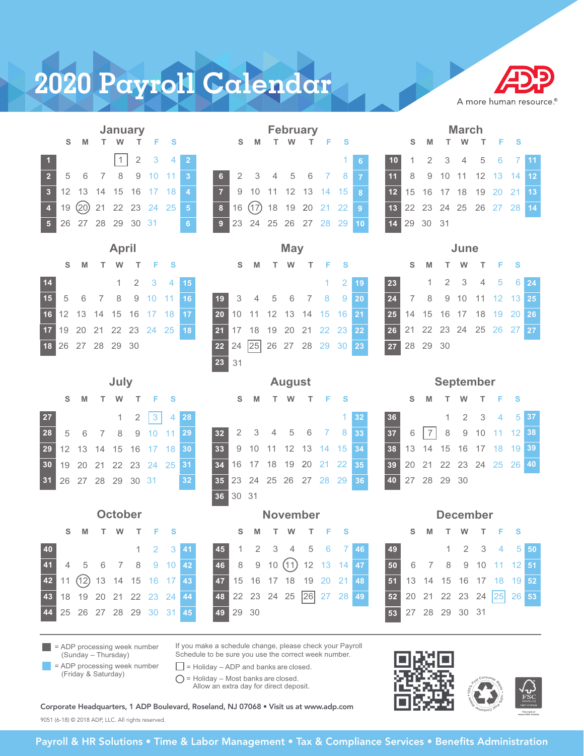# 2020 Payroll Calendar

ADP — A more human resource.®

## January

| | S | M | T | W | T | F | S | |
|---|---|---|---|---|---|---|---|---|
| 1 | | | | [1] | 2 | 3 | 4 | 2 |
| 2 | 5 | 6 | 7 | 8 | 9 | 10 | 11 | 3 |
| 3 | 12 | 13 | 14 | 15 | 16 | 17 | 18 | 4 |
| 4 | 19 | (20) | 21 | 22 | 23 | 24 | 25 | 5 |
| 5 | 26 | 27 | 28 | 29 | 30 | 31 | | 6 |

## February

| | S | M | T | W | T | F | S | |
|---|---|---|---|---|---|---|---|---|
| | | | | | | | 1 | 6 |
| 6 | 2 | 3 | 4 | 5 | 6 | 7 | 8 | 7 |
| 7 | 9 | 10 | 11 | 12 | 13 | 14 | 15 | 8 |
| 8 | 16 | (17) | 18 | 19 | 20 | 21 | 22 | 9 |
| 9 | 23 | 24 | 25 | 26 | 27 | 28 | 29 | 10 |

## March

| | S | M | T | W | T | F | S | |
|---|---|---|---|---|---|---|---|---|
| 10 | 1 | 2 | 3 | 4 | 5 | 6 | 7 | 11 |
| 11 | 8 | 9 | 10 | 11 | 12 | 13 | 14 | 12 |
| 12 | 15 | 16 | 17 | 18 | 19 | 20 | 21 | 13 |
| 13 | 22 | 23 | 24 | 25 | 26 | 27 | 28 | 14 |
| 14 | 29 | 30 | 31 | | | | | |

## April

| | S | M | T | W | T | F | S | |
|---|---|---|---|---|---|---|---|---|
| 14 | | | | 1 | 2 | 3 | 4 | 15 |
| 15 | 5 | 6 | 7 | 8 | 9 | 10 | 11 | 16 |
| 16 | 12 | 13 | 14 | 15 | 16 | 17 | 18 | 17 |
| 17 | 19 | 20 | 21 | 22 | 23 | 24 | 25 | 18 |
| 18 | 26 | 27 | 28 | 29 | 30 | | | |

## May

| | S | M | T | W | T | F | S | |
|---|---|---|---|---|---|---|---|---|
| | | | | | | 1 | 2 | 19 |
| 19 | 3 | 4 | 5 | 6 | 7 | 8 | 9 | 20 |
| 20 | 10 | 11 | 12 | 13 | 14 | 15 | 16 | 21 |
| 21 | 17 | 18 | 19 | 20 | 21 | 22 | 23 | 22 |
| 22 | 24 | [25] | 26 | 27 | 28 | 29 | 30 | 23 |
| 23 | 31 | | | | | | | |

## June

| | S | M | T | W | T | F | S | |
|---|---|---|---|---|---|---|---|---|
| 23 | | 1 | 2 | 3 | 4 | 5 | 6 | 24 |
| 24 | 7 | 8 | 9 | 10 | 11 | 12 | 13 | 25 |
| 25 | 14 | 15 | 16 | 17 | 18 | 19 | 20 | 26 |
| 26 | 21 | 22 | 23 | 24 | 25 | 26 | 27 | 27 |
| 27 | 28 | 29 | 30 | | | | | |

## July

| | S | M | T | W | T | F | S | |
|---|---|---|---|---|---|---|---|---|
| 27 | | | | 1 | 2 | [3] | 4 | 28 |
| 28 | 5 | 6 | 7 | 8 | 9 | 10 | 11 | 29 |
| 29 | 12 | 13 | 14 | 15 | 16 | 17 | 18 | 30 |
| 30 | 19 | 20 | 21 | 22 | 23 | 24 | 25 | 31 |
| 31 | 26 | 27 | 28 | 29 | 30 | 31 | | 32 |

## August

| | S | M | T | W | T | F | S | |
|---|---|---|---|---|---|---|---|---|
| | | | | | | | 1 | 32 |
| 32 | 2 | 3 | 4 | 5 | 6 | 7 | 8 | 33 |
| 33 | 9 | 10 | 11 | 12 | 13 | 14 | 15 | 34 |
| 34 | 16 | 17 | 18 | 19 | 20 | 21 | 22 | 35 |
| 35 | 23 | 24 | 25 | 26 | 27 | 28 | 29 | 36 |
| 36 | 30 | 31 | | | | | | |

## September

| | S | M | T | W | T | F | S | |
|---|---|---|---|---|---|---|---|---|
| 36 | | | 1 | 2 | 3 | 4 | 5 | 37 |
| 37 | 6 | [7] | 8 | 9 | 10 | 11 | 12 | 38 |
| 38 | 13 | 14 | 15 | 16 | 17 | 18 | 19 | 39 |
| 39 | 20 | 21 | 22 | 23 | 24 | 25 | 26 | 40 |
| 40 | 27 | 28 | 29 | 30 | | | | |

## October

| | S | M | T | W | T | F | S | |
|---|---|---|---|---|---|---|---|---|
| 40 | | | | | 1 | 2 | 3 | 41 |
| 41 | 4 | 5 | 6 | 7 | 8 | 9 | 10 | 42 |
| 42 | 11 | (12) | 13 | 14 | 15 | 16 | 17 | 43 |
| 43 | 18 | 19 | 20 | 21 | 22 | 23 | 24 | 44 |
| 44 | 25 | 26 | 27 | 28 | 29 | 30 | 31 | 45 |

## November

| | S | M | T | W | T | F | S | |
|---|---|---|---|---|---|---|---|---|
| 45 | 1 | 2 | 3 | 4 | 5 | 6 | 7 | 46 |
| 46 | 8 | 9 | 10 | (11) | 12 | 13 | 14 | 47 |
| 47 | 15 | 16 | 17 | 18 | 19 | 20 | 21 | 48 |
| 48 | 22 | 23 | 24 | 25 | [26] | 27 | 28 | 49 |
| 49 | 29 | 30 | | | | | | |

## December

| | S | M | T | W | T | F | S | |
|---|---|---|---|---|---|---|---|---|
| 49 | | | 1 | 2 | 3 | 4 | 5 | 50 |
| 50 | 6 | 7 | 8 | 9 | 10 | 11 | 12 | 51 |
| 51 | 13 | 14 | 15 | 16 | 17 | 18 | 19 | 52 |
| 52 | 20 | 21 | 22 | 23 | 24 | [25] | 26 | 53 |
| 53 | 27 | 28 | 29 | 30 | 31 | | | |

■ (dark gray) = ADP processing week number (Sunday – Thursday)

■ (light blue) = ADP processing week number (Friday & Saturday)

If you make a schedule change, please check your Payroll Schedule to be sure you use the correct week number.

☐ = Holiday – ADP and banks are closed.

◯ = Holiday – Most banks are closed. Allow an extra day for direct deposit.

**Corporate Headquarters, 1 ADP Boulevard, Roseland, NJ 07068 • Visit us at www.adp.com**

9051 (6-18) © 2018 ADP, LLC. All rights reserved.

Payroll & HR Solutions • Time & Labor Management • Tax & Compliance Services • Benefits Administration